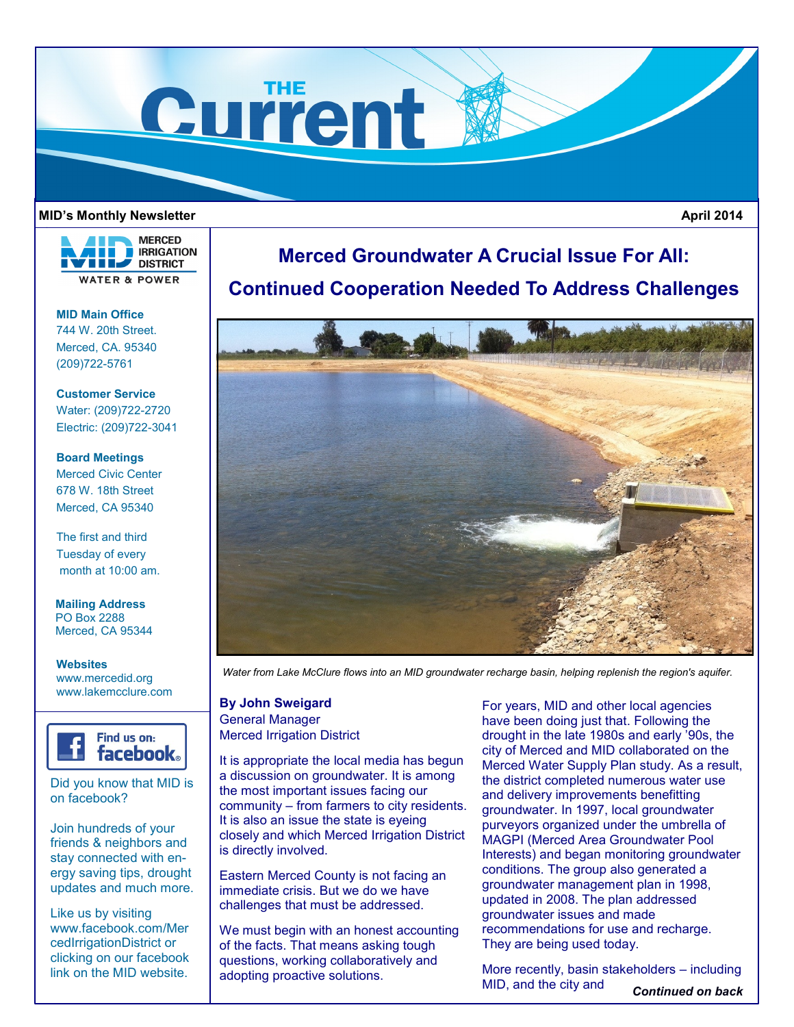# THE Current

**MID's Monthly Newsletter** — **April 2014**

MERCED IRRIGATION DISTRICT — WATER & POWER

**MID Main Office**
744 W. 20th Street.
Merced, CA. 95340
(209)722-5761

**Customer Service**
Water: (209)722-2720
Electric: (209)722-3041

**Board Meetings**
Merced Civic Center
678 W. 18th Street
Merced, CA 95340

The first and third Tuesday of every month at 10:00 am.

**Mailing Address**
PO Box 2288
Merced, CA 95344

**Websites**
www.mercedid.org
www.lakemcclure.com

Find us on: facebook

Did you know that MID is on facebook?

Join hundreds of your friends & neighbors and stay connected with energy saving tips, drought updates and much more.

Like us by visiting www.facebook.com/MercedIrrigationDistrict or clicking on our facebook link on the MID website.

## Merced Groundwater A Crucial Issue For All: Continued Cooperation Needed To Address Challenges

*Water from Lake McClure flows into an MID groundwater recharge basin, helping replenish the region's aquifer.*

**By John Sweigard**
General Manager
Merced Irrigation District

It is appropriate the local media has begun a discussion on groundwater. It is among the most important issues facing our community – from farmers to city residents. It is also an issue the state is eyeing closely and which Merced Irrigation District is directly involved.

Eastern Merced County is not facing an immediate crisis. But we do we have challenges that must be addressed.

We must begin with an honest accounting of the facts. That means asking tough questions, working collaboratively and adopting proactive solutions.

For years, MID and other local agencies have been doing just that. Following the drought in the late 1980s and early '90s, the city of Merced and MID collaborated on the Merced Water Supply Plan study. As a result, the district completed numerous water use and delivery improvements benefitting groundwater. In 1997, local groundwater purveyors organized under the umbrella of MAGPI (Merced Area Groundwater Pool Interests) and began monitoring groundwater conditions. The group also generated a groundwater management plan in 1998, updated in 2008. The plan addressed groundwater issues and made recommendations for use and recharge. They are being used today.

More recently, basin stakeholders – including MID, and the city and

***Continued on back***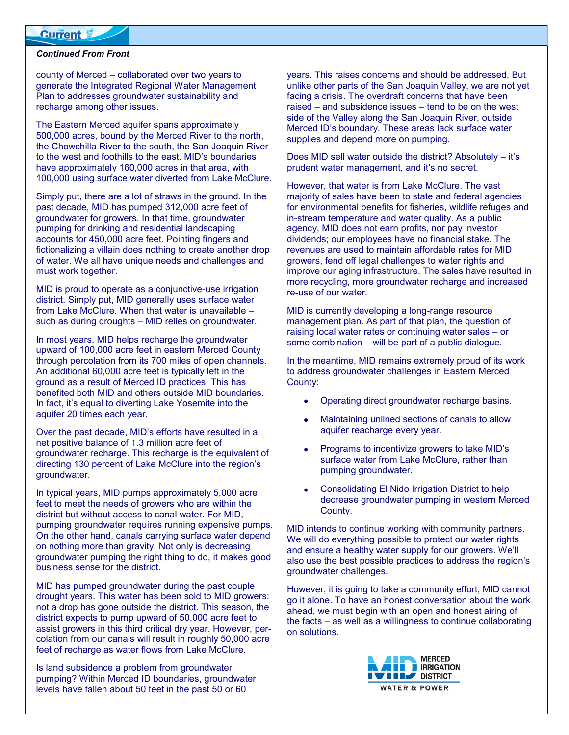***Continued From Front***

county of Merced – collaborated over two years to generate the Integrated Regional Water Management Plan to addresses groundwater sustainability and recharge among other issues.

The Eastern Merced aquifer spans approximately 500,000 acres, bound by the Merced River to the north, the Chowchilla River to the south, the San Joaquin River to the west and foothills to the east. MID's boundaries have approximately 160,000 acres in that area, with 100,000 using surface water diverted from Lake McClure.

Simply put, there are a lot of straws in the ground. In the past decade, MID has pumped 312,000 acre feet of groundwater for growers. In that time, groundwater pumping for drinking and residential landscaping accounts for 450,000 acre feet. Pointing fingers and fictionalizing a villain does nothing to create another drop of water. We all have unique needs and challenges and must work together.

MID is proud to operate as a conjunctive-use irrigation district. Simply put, MID generally uses surface water from Lake McClure. When that water is unavailable – such as during droughts – MID relies on groundwater.

In most years, MID helps recharge the groundwater upward of 100,000 acre feet in eastern Merced County through percolation from its 700 miles of open channels. An additional 60,000 acre feet is typically left in the ground as a result of Merced ID practices. This has benefited both MID and others outside MID boundaries. In fact, it's equal to diverting Lake Yosemite into the aquifer 20 times each year.

Over the past decade, MID's efforts have resulted in a net positive balance of 1.3 million acre feet of groundwater recharge. This recharge is the equivalent of directing 130 percent of Lake McClure into the region's groundwater.

In typical years, MID pumps approximately 5,000 acre feet to meet the needs of growers who are within the district but without access to canal water. For MID, pumping groundwater requires running expensive pumps. On the other hand, canals carrying surface water depend on nothing more than gravity. Not only is decreasing groundwater pumping the right thing to do, it makes good business sense for the district.

MID has pumped groundwater during the past couple drought years. This water has been sold to MID growers: not a drop has gone outside the district. This season, the district expects to pump upward of 50,000 acre feet to assist growers in this third critical dry year. However, percolation from our canals will result in roughly 50,000 acre feet of recharge as water flows from Lake McClure.

Is land subsidence a problem from groundwater pumping? Within Merced ID boundaries, groundwater levels have fallen about 50 feet in the past 50 or 60 years. This raises concerns and should be addressed. But unlike other parts of the San Joaquin Valley, we are not yet facing a crisis. The overdraft concerns that have been raised – and subsidence issues – tend to be on the west side of the Valley along the San Joaquin River, outside Merced ID's boundary. These areas lack surface water supplies and depend more on pumping.

Does MID sell water outside the district? Absolutely – it's prudent water management, and it's no secret.

However, that water is from Lake McClure. The vast majority of sales have been to state and federal agencies for environmental benefits for fisheries, wildlife refuges and in-stream temperature and water quality. As a public agency, MID does not earn profits, nor pay investor dividends; our employees have no financial stake. The revenues are used to maintain affordable rates for MID growers, fend off legal challenges to water rights and improve our aging infrastructure. The sales have resulted in more recycling, more groundwater recharge and increased re-use of our water.

MID is currently developing a long-range resource management plan. As part of that plan, the question of raising local water rates or continuing water sales – or some combination – will be part of a public dialogue.

In the meantime, MID remains extremely proud of its work to address groundwater challenges in Eastern Merced County:

- Operating direct groundwater recharge basins.
- Maintaining unlined sections of canals to allow aquifer reacharge every year.
- Programs to incentivize growers to take MID's surface water from Lake McClure, rather than pumping groundwater.
- Consolidating El Nido Irrigation District to help decrease groundwater pumping in western Merced County.

MID intends to continue working with community partners. We will do everything possible to protect our water rights and ensure a healthy water supply for our growers. We'll also use the best possible practices to address the region's groundwater challenges.

However, it is going to take a community effort; MID cannot go it alone. To have an honest conversation about the work ahead, we must begin with an open and honest airing of the facts – as well as a willingness to continue collaborating on solutions.

MERCED IRRIGATION DISTRICT
WATER & POWER